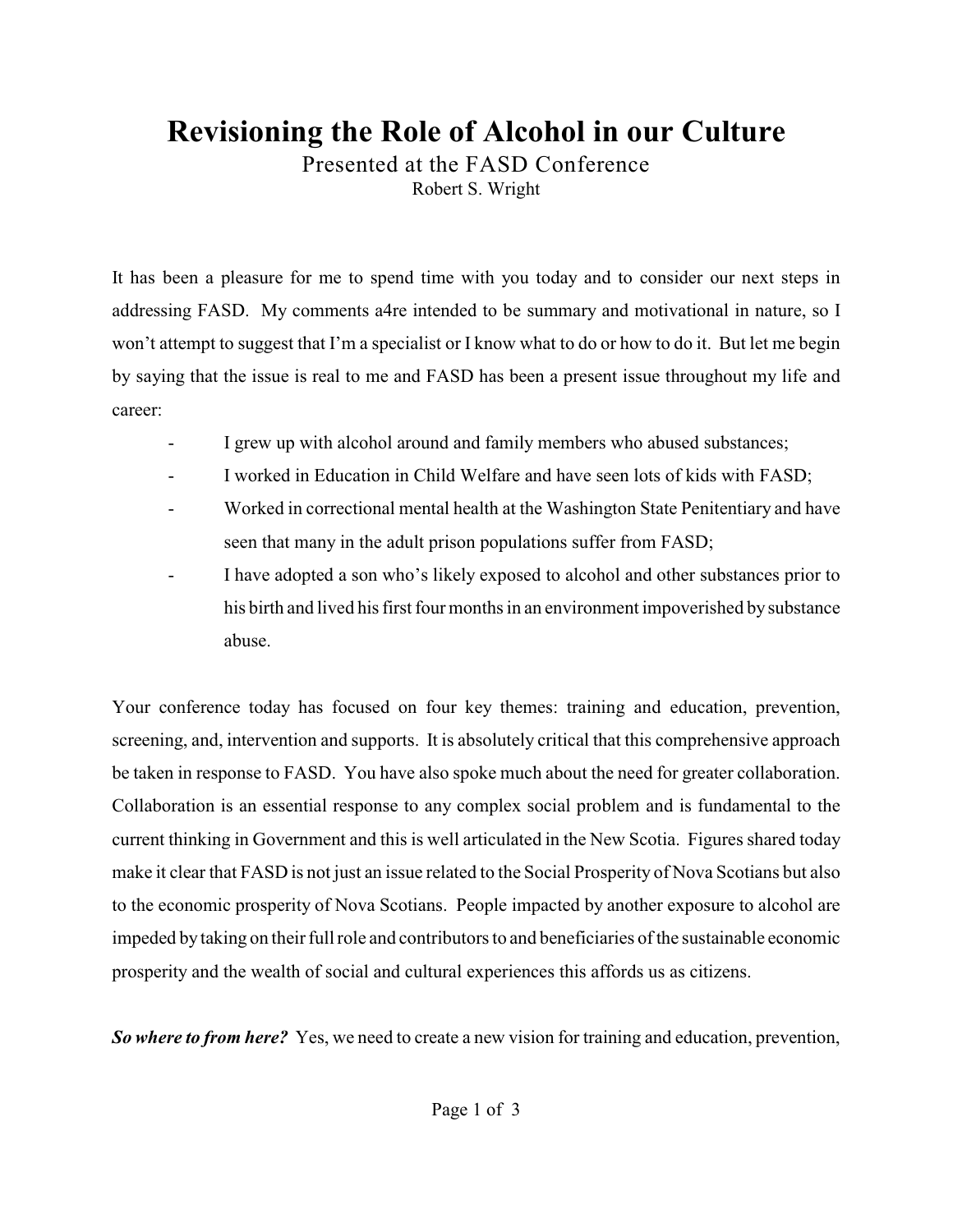# Revisioning the Role of Alcohol in our Culture

Presented at the FASD Conference

Robert S. Wright

It has been a pleasure for me to spend time with you today and to consider our next steps in addressing FASD. My comments a4re intended to be summary and motivational in nature, so I won't attempt to suggest that I'm a specialist or I know what to do or how to do it. But let me begin by saying that the issue is real to me and FASD has been a present issue throughout my life and career:

- I grew up with alcohol around and family members who abused substances;
- I worked in Education in Child Welfare and have seen lots of kids with FASD;
- Worked in correctional mental health at the Washington State Penitentiary and have seen that many in the adult prison populations suffer from FASD;
- I have adopted a son who's likely exposed to alcohol and other substances prior to his birth and lived his first four months in an environment impoverished by substance abuse.

Your conference today has focused on four key themes: training and education, prevention, screening, and, intervention and supports. It is absolutely critical that this comprehensive approach be taken in response to FASD. You have also spoke much about the need for greater collaboration. Collaboration is an essential response to any complex social problem and is fundamental to the current thinking in Government and this is well articulated in the New Scotia. Figures shared today make it clear that FASD is not just an issue related to the Social Prosperity of Nova Scotians but also to the economic prosperity of Nova Scotians. People impacted by another exposure to alcohol are impeded by taking on their full role and contributors to and beneficiaries of the sustainable economic prosperity and the wealth of social and cultural experiences this affords us as citizens.

***So where to from here?*** Yes, we need to create a new vision for training and education, prevention,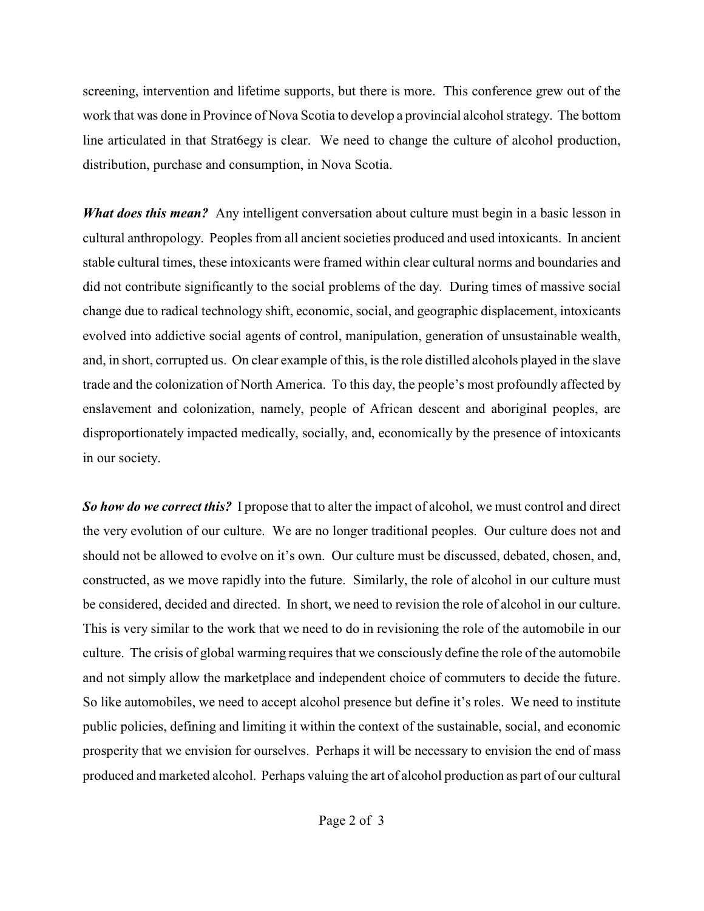screening, intervention and lifetime supports, but there is more. This conference grew out of the work that was done in Province of Nova Scotia to develop a provincial alcohol strategy. The bottom line articulated in that Strat6egy is clear. We need to change the culture of alcohol production, distribution, purchase and consumption, in Nova Scotia.

***What does this mean?*** Any intelligent conversation about culture must begin in a basic lesson in cultural anthropology. Peoples from all ancient societies produced and used intoxicants. In ancient stable cultural times, these intoxicants were framed within clear cultural norms and boundaries and did not contribute significantly to the social problems of the day. During times of massive social change due to radical technology shift, economic, social, and geographic displacement, intoxicants evolved into addictive social agents of control, manipulation, generation of unsustainable wealth, and, in short, corrupted us. On clear example of this, is the role distilled alcohols played in the slave trade and the colonization of North America. To this day, the people's most profoundly affected by enslavement and colonization, namely, people of African descent and aboriginal peoples, are disproportionately impacted medically, socially, and, economically by the presence of intoxicants in our society.

***So how do we correct this?*** I propose that to alter the impact of alcohol, we must control and direct the very evolution of our culture. We are no longer traditional peoples. Our culture does not and should not be allowed to evolve on it's own. Our culture must be discussed, debated, chosen, and, constructed, as we move rapidly into the future. Similarly, the role of alcohol in our culture must be considered, decided and directed. In short, we need to revision the role of alcohol in our culture. This is very similar to the work that we need to do in revisioning the role of the automobile in our culture. The crisis of global warming requires that we consciously define the role of the automobile and not simply allow the marketplace and independent choice of commuters to decide the future. So like automobiles, we need to accept alcohol presence but define it's roles. We need to institute public policies, defining and limiting it within the context of the sustainable, social, and economic prosperity that we envision for ourselves. Perhaps it will be necessary to envision the end of mass produced and marketed alcohol. Perhaps valuing the art of alcohol production as part of our cultural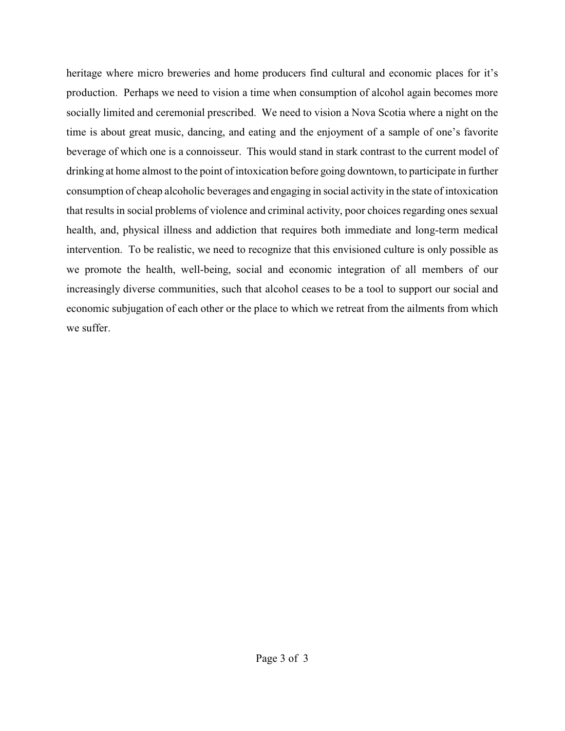heritage where micro breweries and home producers find cultural and economic places for it's production. Perhaps we need to vision a time when consumption of alcohol again becomes more socially limited and ceremonial prescribed. We need to vision a Nova Scotia where a night on the time is about great music, dancing, and eating and the enjoyment of a sample of one's favorite beverage of which one is a connoisseur. This would stand in stark contrast to the current model of drinking at home almost to the point of intoxication before going downtown, to participate in further consumption of cheap alcoholic beverages and engaging in social activity in the state of intoxication that results in social problems of violence and criminal activity, poor choices regarding ones sexual health, and, physical illness and addiction that requires both immediate and long-term medical intervention. To be realistic, we need to recognize that this envisioned culture is only possible as we promote the health, well-being, social and economic integration of all members of our increasingly diverse communities, such that alcohol ceases to be a tool to support our social and economic subjugation of each other or the place to which we retreat from the ailments from which we suffer.